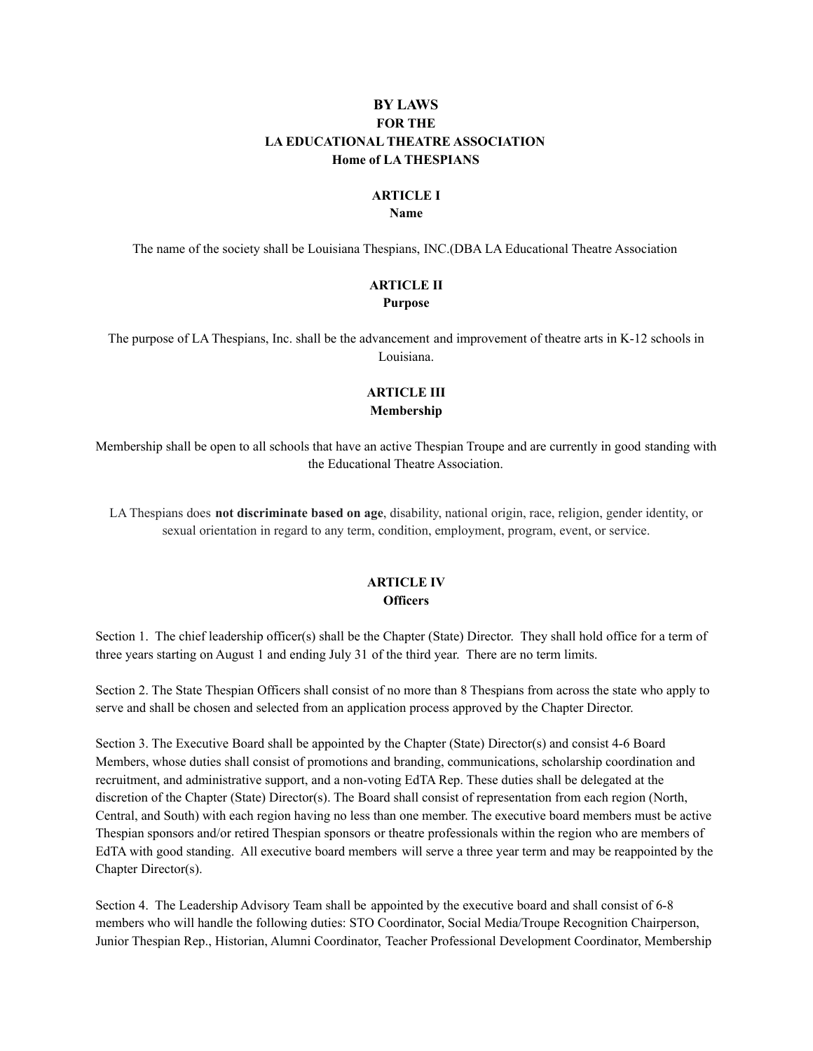# BY LAWS
# FOR THE
# LA EDUCATIONAL THEATRE ASSOCIATION
# Home of LA THESPIANS

## ARTICLE I
## Name

The name of the society shall be Louisiana Thespians, INC.(DBA LA Educational Theatre Association

## ARTICLE II
## Purpose

The purpose of LA Thespians, Inc. shall be the advancement and improvement of theatre arts in K-12 schools in Louisiana.

## ARTICLE III
## Membership

Membership shall be open to all schools that have an active Thespian Troupe and are currently in good standing with the Educational Theatre Association.

LA Thespians does **not discriminate based on age**, disability, national origin, race, religion, gender identity, or sexual orientation in regard to any term, condition, employment, program, event, or service.

## ARTICLE IV
## Officers

Section 1. The chief leadership officer(s) shall be the Chapter (State) Director. They shall hold office for a term of three years starting on August 1 and ending July 31 of the third year. There are no term limits.

Section 2. The State Thespian Officers shall consist of no more than 8 Thespians from across the state who apply to serve and shall be chosen and selected from an application process approved by the Chapter Director.

Section 3. The Executive Board shall be appointed by the Chapter (State) Director(s) and consist 4-6 Board Members, whose duties shall consist of promotions and branding, communications, scholarship coordination and recruitment, and administrative support, and a non-voting EdTA Rep. These duties shall be delegated at the discretion of the Chapter (State) Director(s). The Board shall consist of representation from each region (North, Central, and South) with each region having no less than one member. The executive board members must be active Thespian sponsors and/or retired Thespian sponsors or theatre professionals within the region who are members of EdTA with good standing. All executive board members will serve a three year term and may be reappointed by the Chapter Director(s).

Section 4. The Leadership Advisory Team shall be appointed by the executive board and shall consist of 6-8 members who will handle the following duties: STO Coordinator, Social Media/Troupe Recognition Chairperson, Junior Thespian Rep., Historian, Alumni Coordinator, Teacher Professional Development Coordinator, Membership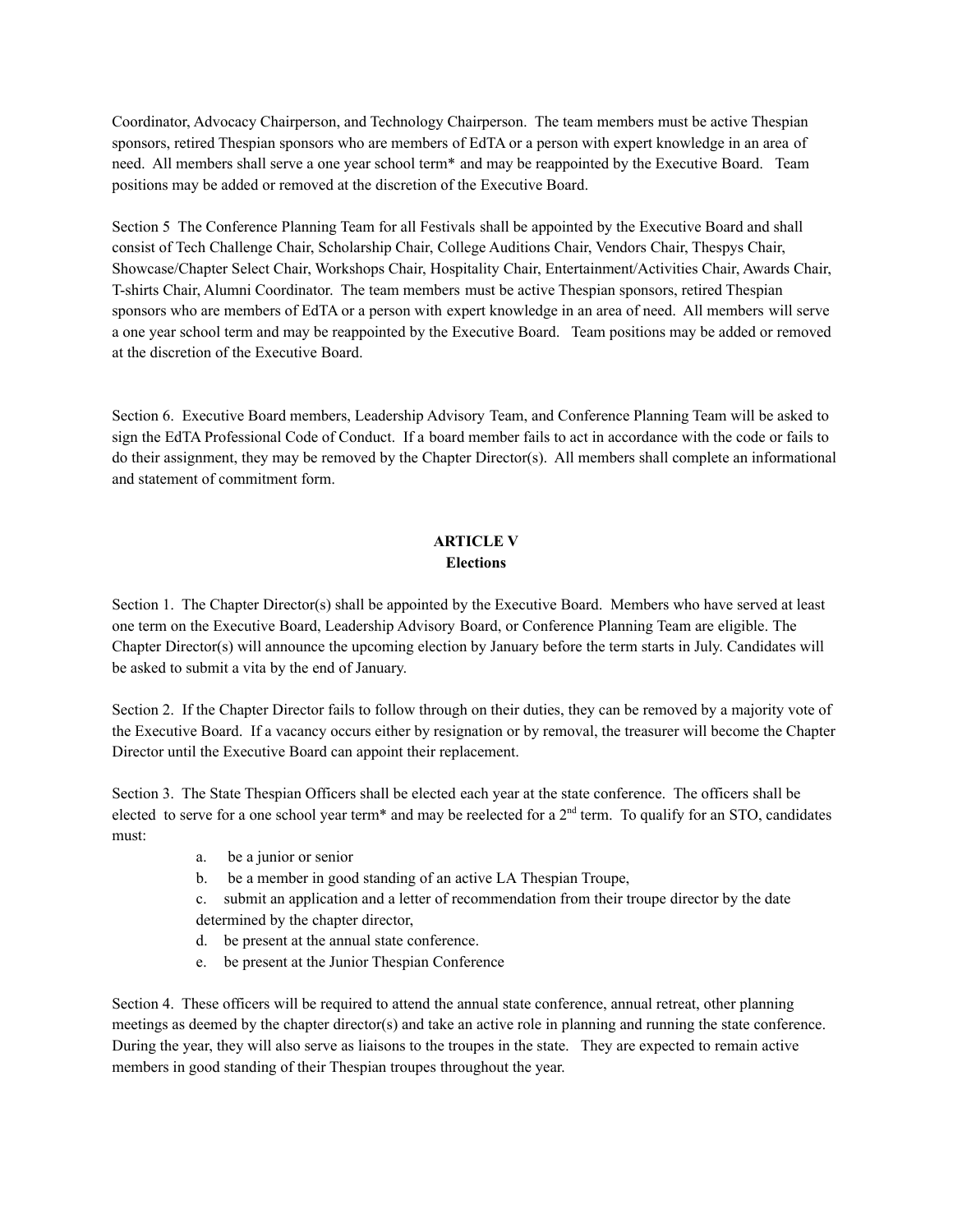Coordinator, Advocacy Chairperson, and Technology Chairperson. The team members must be active Thespian sponsors, retired Thespian sponsors who are members of EdTA or a person with expert knowledge in an area of need. All members shall serve a one year school term* and may be reappointed by the Executive Board. Team positions may be added or removed at the discretion of the Executive Board.

Section 5 The Conference Planning Team for all Festivals shall be appointed by the Executive Board and shall consist of Tech Challenge Chair, Scholarship Chair, College Auditions Chair, Vendors Chair, Thespys Chair, Showcase/Chapter Select Chair, Workshops Chair, Hospitality Chair, Entertainment/Activities Chair, Awards Chair, T-shirts Chair, Alumni Coordinator. The team members must be active Thespian sponsors, retired Thespian sponsors who are members of EdTA or a person with expert knowledge in an area of need. All members will serve a one year school term and may be reappointed by the Executive Board. Team positions may be added or removed at the discretion of the Executive Board.

Section 6. Executive Board members, Leadership Advisory Team, and Conference Planning Team will be asked to sign the EdTA Professional Code of Conduct. If a board member fails to act in accordance with the code or fails to do their assignment, they may be removed by the Chapter Director(s). All members shall complete an informational and statement of commitment form.

## ARTICLE V
## Elections

Section 1. The Chapter Director(s) shall be appointed by the Executive Board. Members who have served at least one term on the Executive Board, Leadership Advisory Board, or Conference Planning Team are eligible. The Chapter Director(s) will announce the upcoming election by January before the term starts in July. Candidates will be asked to submit a vita by the end of January.

Section 2. If the Chapter Director fails to follow through on their duties, they can be removed by a majority vote of the Executive Board. If a vacancy occurs either by resignation or by removal, the treasurer will become the Chapter Director until the Executive Board can appoint their replacement.

Section 3. The State Thespian Officers shall be elected each year at the state conference. The officers shall be elected to serve for a one school year term* and may be reelected for a 2nd term. To qualify for an STO, candidates must:

a. be a junior or senior
b. be a member in good standing of an active LA Thespian Troupe,
c. submit an application and a letter of recommendation from their troupe director by the date determined by the chapter director,
d. be present at the annual state conference.
e. be present at the Junior Thespian Conference

Section 4. These officers will be required to attend the annual state conference, annual retreat, other planning meetings as deemed by the chapter director(s) and take an active role in planning and running the state conference. During the year, they will also serve as liaisons to the troupes in the state. They are expected to remain active members in good standing of their Thespian troupes throughout the year.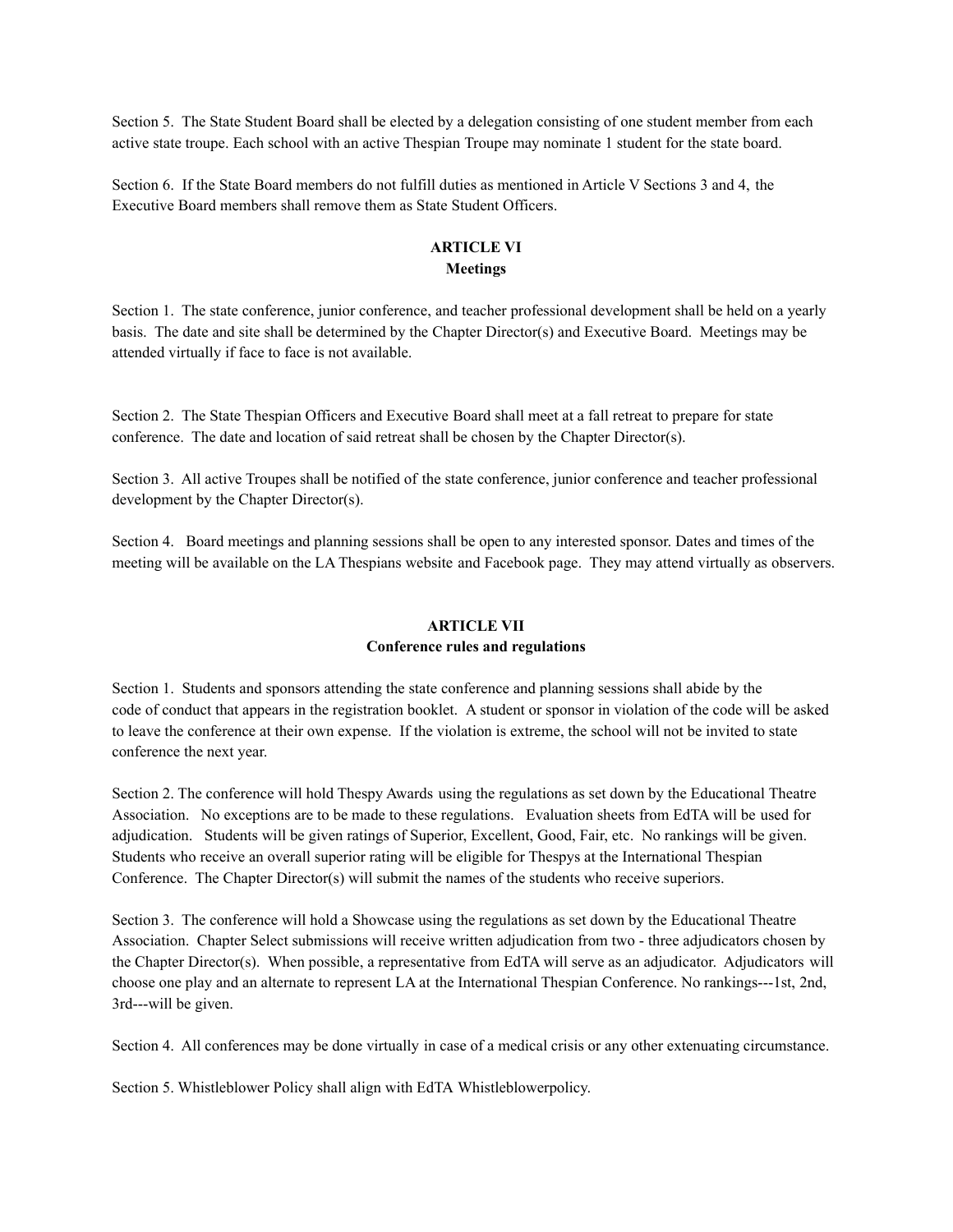Section 5. The State Student Board shall be elected by a delegation consisting of one student member from each active state troupe. Each school with an active Thespian Troupe may nominate 1 student for the state board.

Section 6. If the State Board members do not fulfill duties as mentioned in Article V Sections 3 and 4, the Executive Board members shall remove them as State Student Officers.

## ARTICLE VI
## Meetings

Section 1. The state conference, junior conference, and teacher professional development shall be held on a yearly basis. The date and site shall be determined by the Chapter Director(s) and Executive Board. Meetings may be attended virtually if face to face is not available.

Section 2. The State Thespian Officers and Executive Board shall meet at a fall retreat to prepare for state conference. The date and location of said retreat shall be chosen by the Chapter Director(s).

Section 3. All active Troupes shall be notified of the state conference, junior conference and teacher professional development by the Chapter Director(s).

Section 4. Board meetings and planning sessions shall be open to any interested sponsor. Dates and times of the meeting will be available on the LA Thespians website and Facebook page. They may attend virtually as observers.

## ARTICLE VII
## Conference rules and regulations

Section 1. Students and sponsors attending the state conference and planning sessions shall abide by the code of conduct that appears in the registration booklet. A student or sponsor in violation of the code will be asked to leave the conference at their own expense. If the violation is extreme, the school will not be invited to state conference the next year.

Section 2. The conference will hold Thespy Awards using the regulations as set down by the Educational Theatre Association. No exceptions are to be made to these regulations. Evaluation sheets from EdTA will be used for adjudication. Students will be given ratings of Superior, Excellent, Good, Fair, etc. No rankings will be given. Students who receive an overall superior rating will be eligible for Thespys at the International Thespian Conference. The Chapter Director(s) will submit the names of the students who receive superiors.

Section 3. The conference will hold a Showcase using the regulations as set down by the Educational Theatre Association. Chapter Select submissions will receive written adjudication from two - three adjudicators chosen by the Chapter Director(s). When possible, a representative from EdTA will serve as an adjudicator. Adjudicators will choose one play and an alternate to represent LA at the International Thespian Conference. No rankings---1st, 2nd, 3rd---will be given.

Section 4. All conferences may be done virtually in case of a medical crisis or any other extenuating circumstance.

Section 5. Whistleblower Policy shall align with EdTA Whistleblowerpolicy.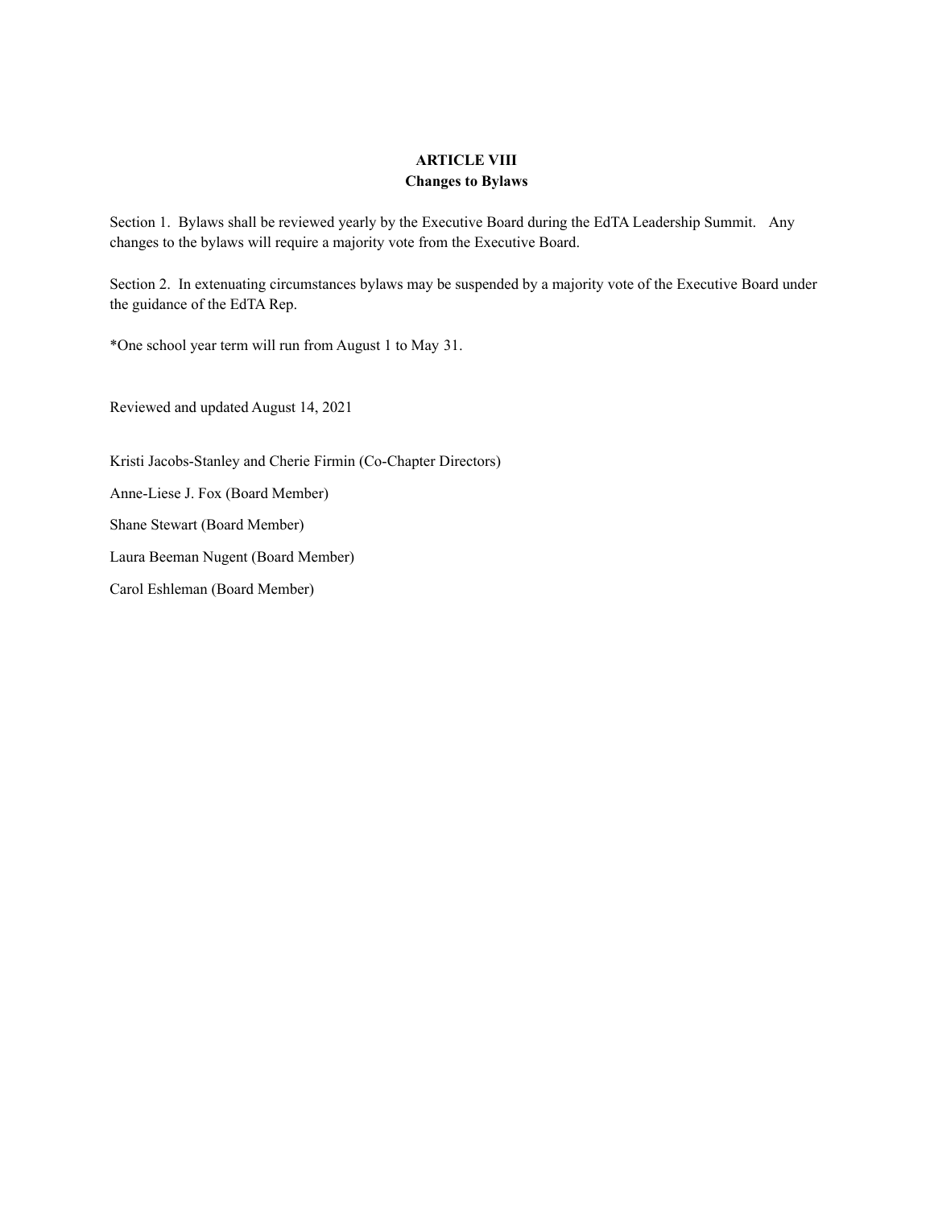## ARTICLE VIII
## Changes to Bylaws

Section 1. Bylaws shall be reviewed yearly by the Executive Board during the EdTA Leadership Summit. Any changes to the bylaws will require a majority vote from the Executive Board.

Section 2. In extenuating circumstances bylaws may be suspended by a majority vote of the Executive Board under the guidance of the EdTA Rep.

*One school year term will run from August 1 to May 31.

Reviewed and updated August 14, 2021

Kristi Jacobs-Stanley and Cherie Firmin (Co-Chapter Directors)

Anne-Liese J. Fox (Board Member)

Shane Stewart (Board Member)

Laura Beeman Nugent (Board Member)

Carol Eshleman (Board Member)